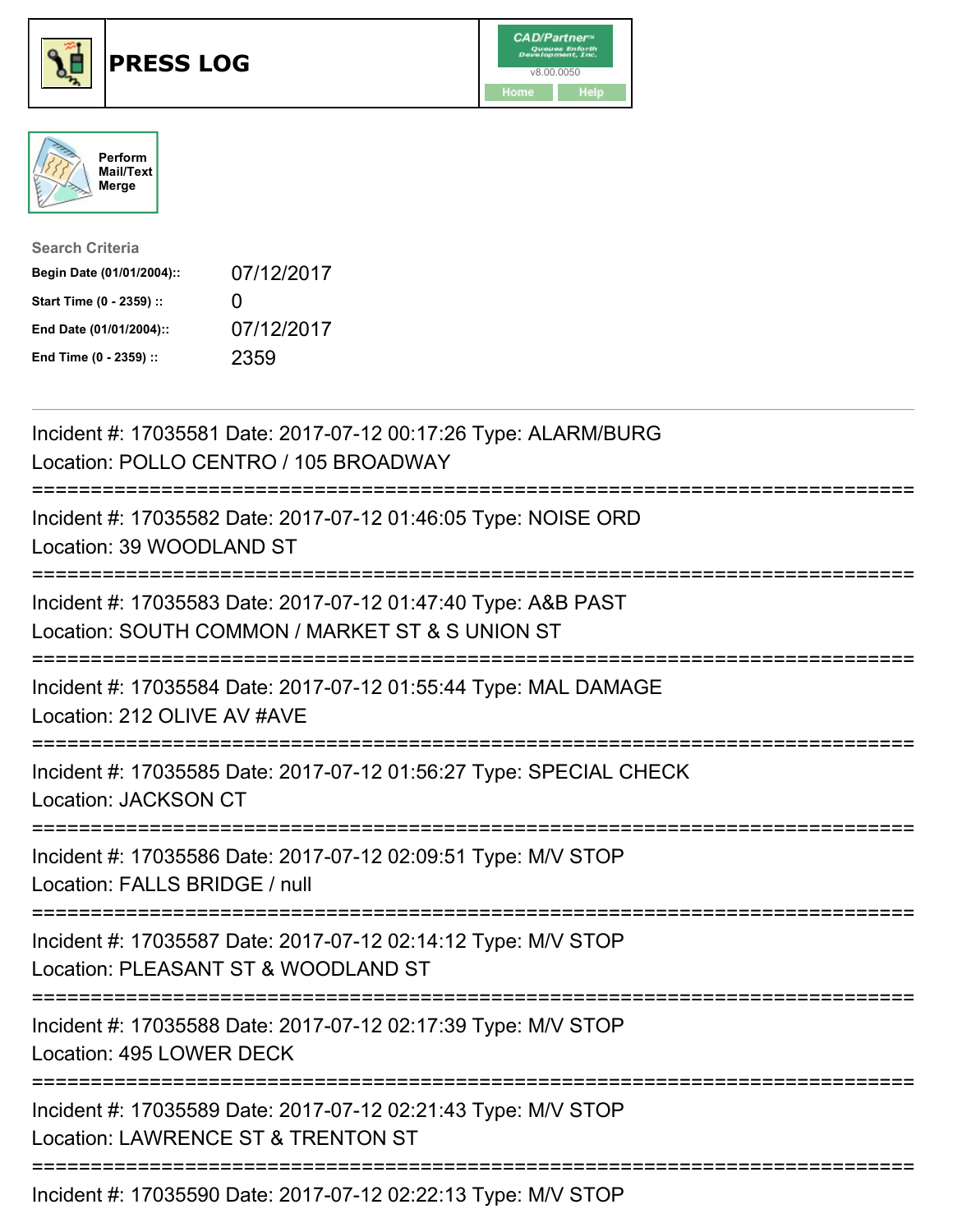# PRESS LOG

CAD/Partner™ v8.00.0050

Home Help

Perform Mail/Text Merge

Search Criteria

**Begin Date (01/01/2004)::** 07/12/2017

**Start Time (0 - 2359) ::** 0

**End Date (01/01/2004)::** 07/12/2017

**End Time (0 - 2359) ::** 2359

---

Incident #: 17035581 Date: 2017-07-12 00:17:26 Type: ALARM/BURG
Location: POLLO CENTRO / 105 BROADWAY

===========================================================================

Incident #: 17035582 Date: 2017-07-12 01:46:05 Type: NOISE ORD
Location: 39 WOODLAND ST

===========================================================================

Incident #: 17035583 Date: 2017-07-12 01:47:40 Type: A&B PAST
Location: SOUTH COMMON / MARKET ST & S UNION ST

===========================================================================

Incident #: 17035584 Date: 2017-07-12 01:55:44 Type: MAL DAMAGE
Location: 212 OLIVE AV #AVE

===========================================================================

Incident #: 17035585 Date: 2017-07-12 01:56:27 Type: SPECIAL CHECK
Location: JACKSON CT

===========================================================================

Incident #: 17035586 Date: 2017-07-12 02:09:51 Type: M/V STOP
Location: FALLS BRIDGE / null

===========================================================================

Incident #: 17035587 Date: 2017-07-12 02:14:12 Type: M/V STOP
Location: PLEASANT ST & WOODLAND ST

===========================================================================

Incident #: 17035588 Date: 2017-07-12 02:17:39 Type: M/V STOP
Location: 495 LOWER DECK

===========================================================================

Incident #: 17035589 Date: 2017-07-12 02:21:43 Type: M/V STOP
Location: LAWRENCE ST & TRENTON ST

===========================================================================

Incident #: 17035590 Date: 2017-07-12 02:22:13 Type: M/V STOP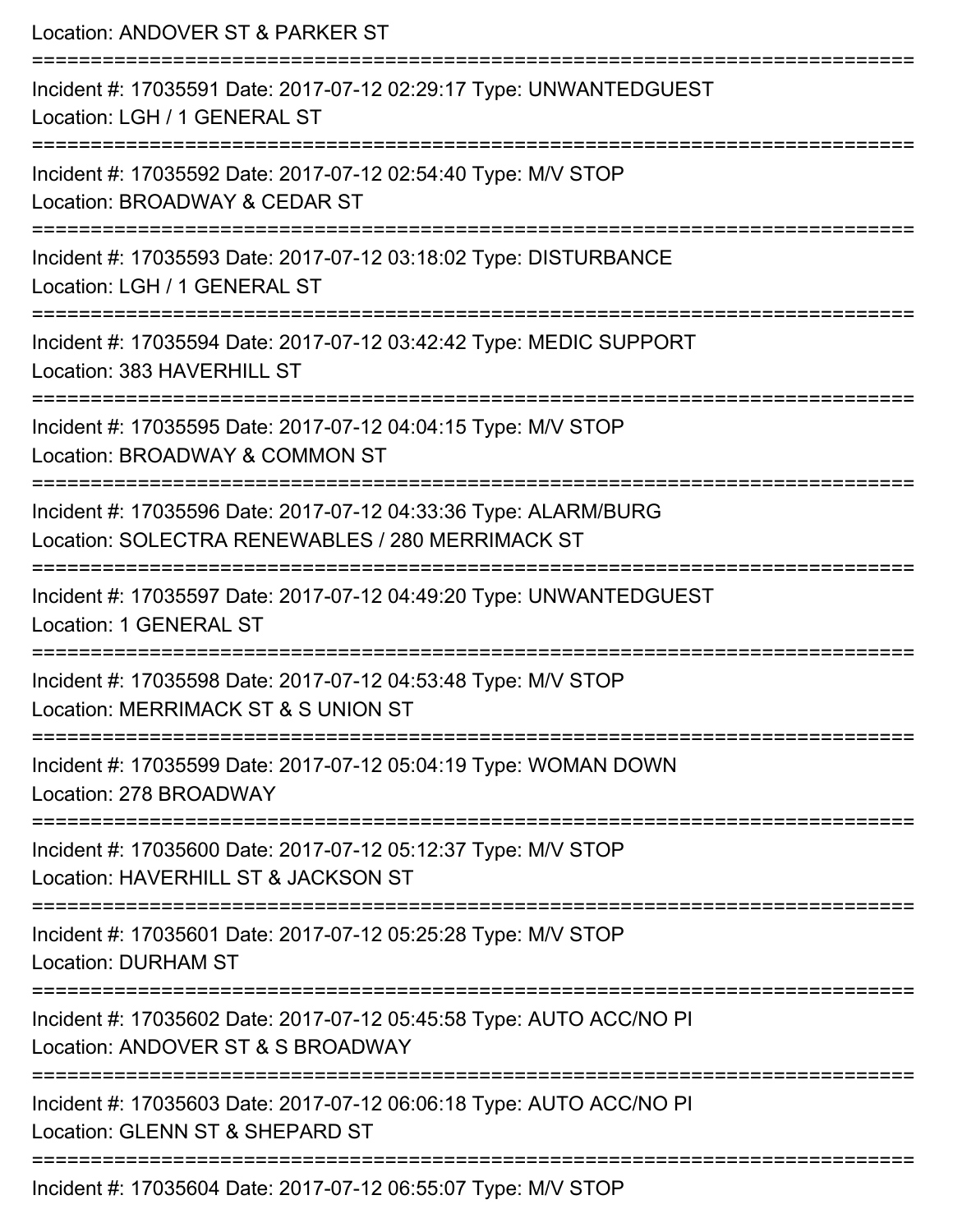Location: ANDOVER ST & PARKER ST

===========================================================================

Incident #: 17035591 Date: 2017-07-12 02:29:17 Type: UNWANTEDGUEST
Location: LGH / 1 GENERAL ST

===========================================================================

Incident #: 17035592 Date: 2017-07-12 02:54:40 Type: M/V STOP
Location: BROADWAY & CEDAR ST

===========================================================================

Incident #: 17035593 Date: 2017-07-12 03:18:02 Type: DISTURBANCE
Location: LGH / 1 GENERAL ST

===========================================================================

Incident #: 17035594 Date: 2017-07-12 03:42:42 Type: MEDIC SUPPORT
Location: 383 HAVERHILL ST

===========================================================================

Incident #: 17035595 Date: 2017-07-12 04:04:15 Type: M/V STOP
Location: BROADWAY & COMMON ST

===========================================================================

Incident #: 17035596 Date: 2017-07-12 04:33:36 Type: ALARM/BURG
Location: SOLECTRA RENEWABLES / 280 MERRIMACK ST

===========================================================================

Incident #: 17035597 Date: 2017-07-12 04:49:20 Type: UNWANTEDGUEST
Location: 1 GENERAL ST

===========================================================================

Incident #: 17035598 Date: 2017-07-12 04:53:48 Type: M/V STOP
Location: MERRIMACK ST & S UNION ST

===========================================================================

Incident #: 17035599 Date: 2017-07-12 05:04:19 Type: WOMAN DOWN
Location: 278 BROADWAY

===========================================================================

Incident #: 17035600 Date: 2017-07-12 05:12:37 Type: M/V STOP
Location: HAVERHILL ST & JACKSON ST

===========================================================================

Incident #: 17035601 Date: 2017-07-12 05:25:28 Type: M/V STOP
Location: DURHAM ST

===========================================================================

Incident #: 17035602 Date: 2017-07-12 05:45:58 Type: AUTO ACC/NO PI
Location: ANDOVER ST & S BROADWAY

===========================================================================

Incident #: 17035603 Date: 2017-07-12 06:06:18 Type: AUTO ACC/NO PI
Location: GLENN ST & SHEPARD ST

===========================================================================

Incident #: 17035604 Date: 2017-07-12 06:55:07 Type: M/V STOP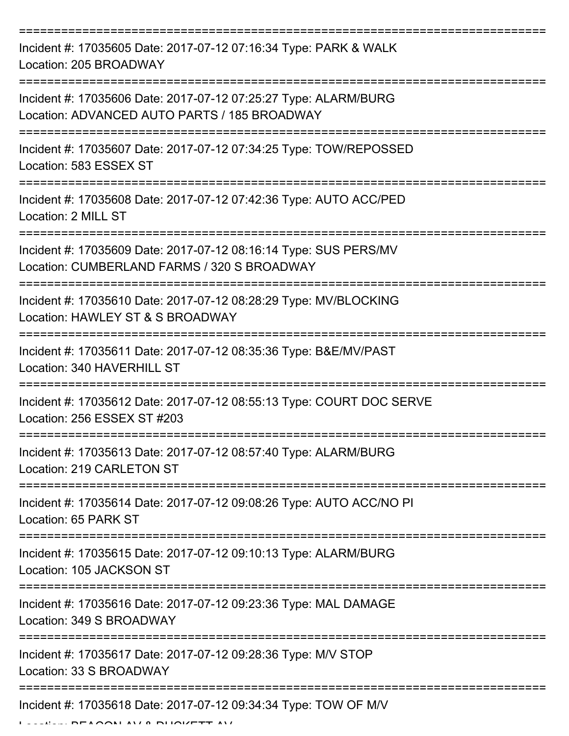===========================================================================

Incident #: 17035605 Date: 2017-07-12 07:16:34 Type: PARK & WALK
Location: 205 BROADWAY

===========================================================================

Incident #: 17035606 Date: 2017-07-12 07:25:27 Type: ALARM/BURG
Location: ADVANCED AUTO PARTS / 185 BROADWAY

===========================================================================

Incident #: 17035607 Date: 2017-07-12 07:34:25 Type: TOW/REPOSSED
Location: 583 ESSEX ST

===========================================================================

Incident #: 17035608 Date: 2017-07-12 07:42:36 Type: AUTO ACC/PED
Location: 2 MILL ST

===========================================================================

Incident #: 17035609 Date: 2017-07-12 08:16:14 Type: SUS PERS/MV
Location: CUMBERLAND FARMS / 320 S BROADWAY

===========================================================================

Incident #: 17035610 Date: 2017-07-12 08:28:29 Type: MV/BLOCKING
Location: HAWLEY ST & S BROADWAY

===========================================================================

Incident #: 17035611 Date: 2017-07-12 08:35:36 Type: B&E/MV/PAST
Location: 340 HAVERHILL ST

===========================================================================

Incident #: 17035612 Date: 2017-07-12 08:55:13 Type: COURT DOC SERVE
Location: 256 ESSEX ST #203

===========================================================================

Incident #: 17035613 Date: 2017-07-12 08:57:40 Type: ALARM/BURG
Location: 219 CARLETON ST

===========================================================================

Incident #: 17035614 Date: 2017-07-12 09:08:26 Type: AUTO ACC/NO PI
Location: 65 PARK ST

===========================================================================

Incident #: 17035615 Date: 2017-07-12 09:10:13 Type: ALARM/BURG
Location: 105 JACKSON ST

===========================================================================

Incident #: 17035616 Date: 2017-07-12 09:23:36 Type: MAL DAMAGE
Location: 349 S BROADWAY

===========================================================================

Incident #: 17035617 Date: 2017-07-12 09:28:36 Type: M/V STOP
Location: 33 S BROADWAY

===========================================================================

Incident #: 17035618 Date: 2017-07-12 09:34:34 Type: TOW OF M/V
Location: BEACON AV & DUCKETT AV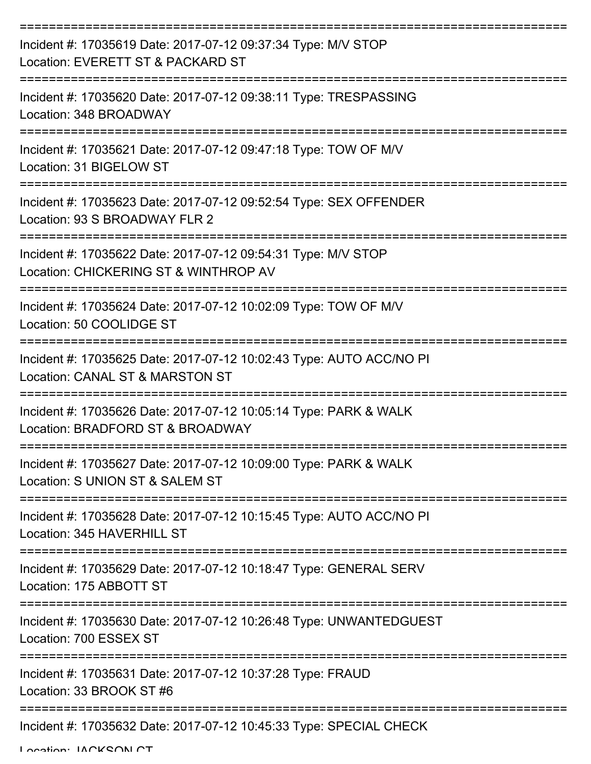===========================================================================
Incident #: 17035619 Date: 2017-07-12 09:37:34 Type: M/V STOP
Location: EVERETT ST & PACKARD ST
===========================================================================
Incident #: 17035620 Date: 2017-07-12 09:38:11 Type: TRESPASSING
Location: 348 BROADWAY
===========================================================================
Incident #: 17035621 Date: 2017-07-12 09:47:18 Type: TOW OF M/V
Location: 31 BIGELOW ST
===========================================================================
Incident #: 17035623 Date: 2017-07-12 09:52:54 Type: SEX OFFENDER
Location: 93 S BROADWAY FLR 2
===========================================================================
Incident #: 17035622 Date: 2017-07-12 09:54:31 Type: M/V STOP
Location: CHICKERING ST & WINTHROP AV
===========================================================================
Incident #: 17035624 Date: 2017-07-12 10:02:09 Type: TOW OF M/V
Location: 50 COOLIDGE ST
===========================================================================
Incident #: 17035625 Date: 2017-07-12 10:02:43 Type: AUTO ACC/NO PI
Location: CANAL ST & MARSTON ST
===========================================================================
Incident #: 17035626 Date: 2017-07-12 10:05:14 Type: PARK & WALK
Location: BRADFORD ST & BROADWAY
===========================================================================
Incident #: 17035627 Date: 2017-07-12 10:09:00 Type: PARK & WALK
Location: S UNION ST & SALEM ST
===========================================================================
Incident #: 17035628 Date: 2017-07-12 10:15:45 Type: AUTO ACC/NO PI
Location: 345 HAVERHILL ST
===========================================================================
Incident #: 17035629 Date: 2017-07-12 10:18:47 Type: GENERAL SERV
Location: 175 ABBOTT ST
===========================================================================
Incident #: 17035630 Date: 2017-07-12 10:26:48 Type: UNWANTEDGUEST
Location: 700 ESSEX ST
===========================================================================
Incident #: 17035631 Date: 2017-07-12 10:37:28 Type: FRAUD
Location: 33 BROOK ST #6
===========================================================================
Incident #: 17035632 Date: 2017-07-12 10:45:33 Type: SPECIAL CHECK
Location: JACKSON CT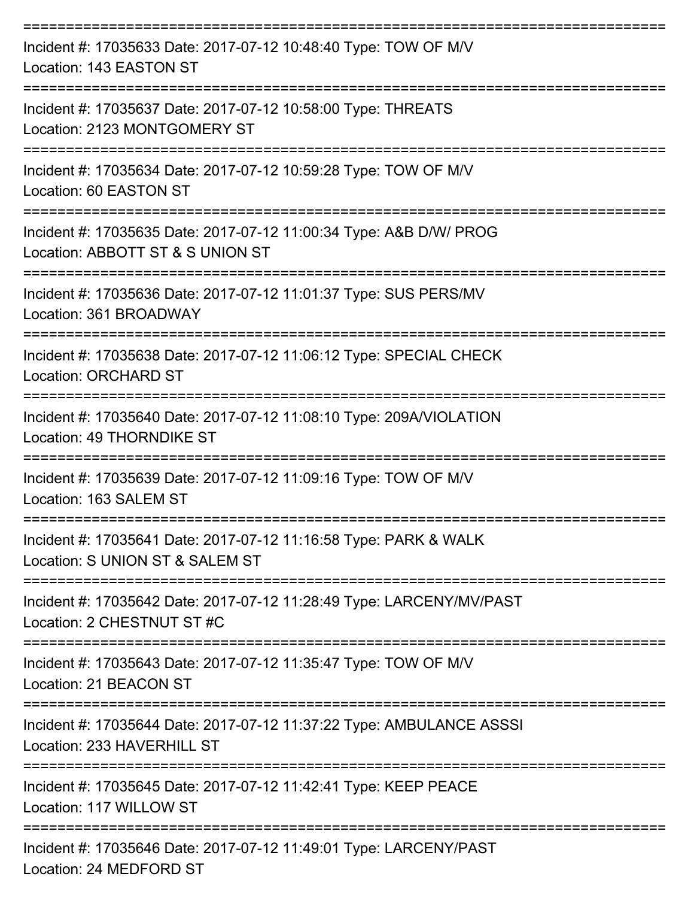===========================================================================

Incident #: 17035633 Date: 2017-07-12 10:48:40 Type: TOW OF M/V
Location: 143 EASTON ST

===========================================================================

Incident #: 17035637 Date: 2017-07-12 10:58:00 Type: THREATS
Location: 2123 MONTGOMERY ST

===========================================================================

Incident #: 17035634 Date: 2017-07-12 10:59:28 Type: TOW OF M/V
Location: 60 EASTON ST

===========================================================================

Incident #: 17035635 Date: 2017-07-12 11:00:34 Type: A&B D/W/ PROG
Location: ABBOTT ST & S UNION ST

===========================================================================

Incident #: 17035636 Date: 2017-07-12 11:01:37 Type: SUS PERS/MV
Location: 361 BROADWAY

===========================================================================

Incident #: 17035638 Date: 2017-07-12 11:06:12 Type: SPECIAL CHECK
Location: ORCHARD ST

===========================================================================

Incident #: 17035640 Date: 2017-07-12 11:08:10 Type: 209A/VIOLATION
Location: 49 THORNDIKE ST

===========================================================================

Incident #: 17035639 Date: 2017-07-12 11:09:16 Type: TOW OF M/V
Location: 163 SALEM ST

===========================================================================

Incident #: 17035641 Date: 2017-07-12 11:16:58 Type: PARK & WALK
Location: S UNION ST & SALEM ST

===========================================================================

Incident #: 17035642 Date: 2017-07-12 11:28:49 Type: LARCENY/MV/PAST
Location: 2 CHESTNUT ST #C

===========================================================================

Incident #: 17035643 Date: 2017-07-12 11:35:47 Type: TOW OF M/V
Location: 21 BEACON ST

===========================================================================

Incident #: 17035644 Date: 2017-07-12 11:37:22 Type: AMBULANCE ASSSI
Location: 233 HAVERHILL ST

===========================================================================

Incident #: 17035645 Date: 2017-07-12 11:42:41 Type: KEEP PEACE
Location: 117 WILLOW ST

===========================================================================

Incident #: 17035646 Date: 2017-07-12 11:49:01 Type: LARCENY/PAST
Location: 24 MEDFORD ST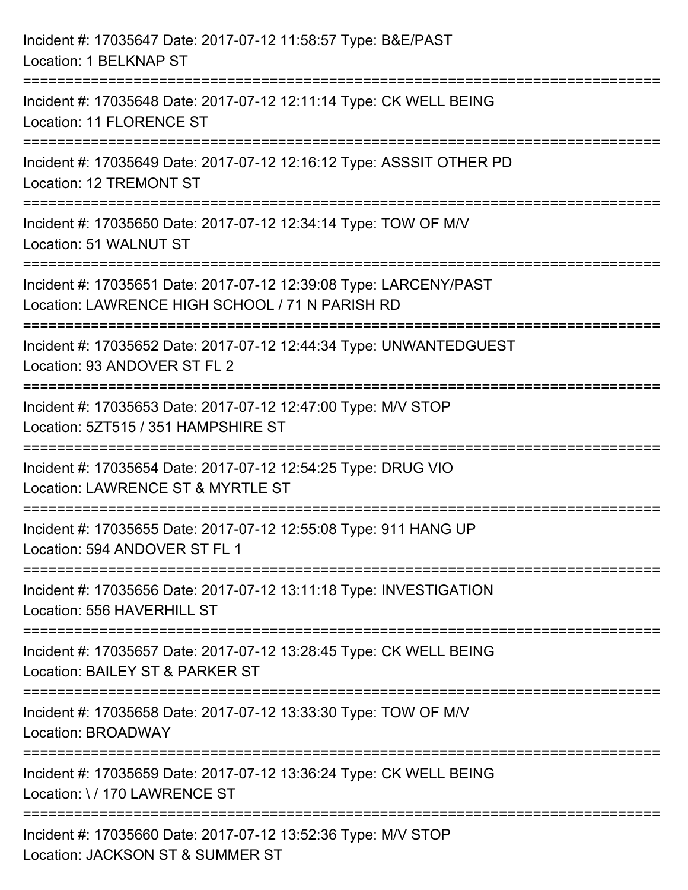Incident #: 17035647 Date: 2017-07-12 11:58:57 Type: B&E/PAST
Location: 1 BELKNAP ST

===========================================================================

Incident #: 17035648 Date: 2017-07-12 12:11:14 Type: CK WELL BEING
Location: 11 FLORENCE ST

===========================================================================

Incident #: 17035649 Date: 2017-07-12 12:16:12 Type: ASSSIT OTHER PD
Location: 12 TREMONT ST

===========================================================================

Incident #: 17035650 Date: 2017-07-12 12:34:14 Type: TOW OF M/V
Location: 51 WALNUT ST

===========================================================================

Incident #: 17035651 Date: 2017-07-12 12:39:08 Type: LARCENY/PAST
Location: LAWRENCE HIGH SCHOOL / 71 N PARISH RD

===========================================================================

Incident #: 17035652 Date: 2017-07-12 12:44:34 Type: UNWANTEDGUEST
Location: 93 ANDOVER ST FL 2

===========================================================================

Incident #: 17035653 Date: 2017-07-12 12:47:00 Type: M/V STOP
Location: 5ZT515 / 351 HAMPSHIRE ST

===========================================================================

Incident #: 17035654 Date: 2017-07-12 12:54:25 Type: DRUG VIO
Location: LAWRENCE ST & MYRTLE ST

===========================================================================

Incident #: 17035655 Date: 2017-07-12 12:55:08 Type: 911 HANG UP
Location: 594 ANDOVER ST FL 1

===========================================================================

Incident #: 17035656 Date: 2017-07-12 13:11:18 Type: INVESTIGATION
Location: 556 HAVERHILL ST

===========================================================================

Incident #: 17035657 Date: 2017-07-12 13:28:45 Type: CK WELL BEING
Location: BAILEY ST & PARKER ST

===========================================================================

Incident #: 17035658 Date: 2017-07-12 13:33:30 Type: TOW OF M/V
Location: BROADWAY

===========================================================================

Incident #: 17035659 Date: 2017-07-12 13:36:24 Type: CK WELL BEING
Location: \ / 170 LAWRENCE ST

===========================================================================

Incident #: 17035660 Date: 2017-07-12 13:52:36 Type: M/V STOP
Location: JACKSON ST & SUMMER ST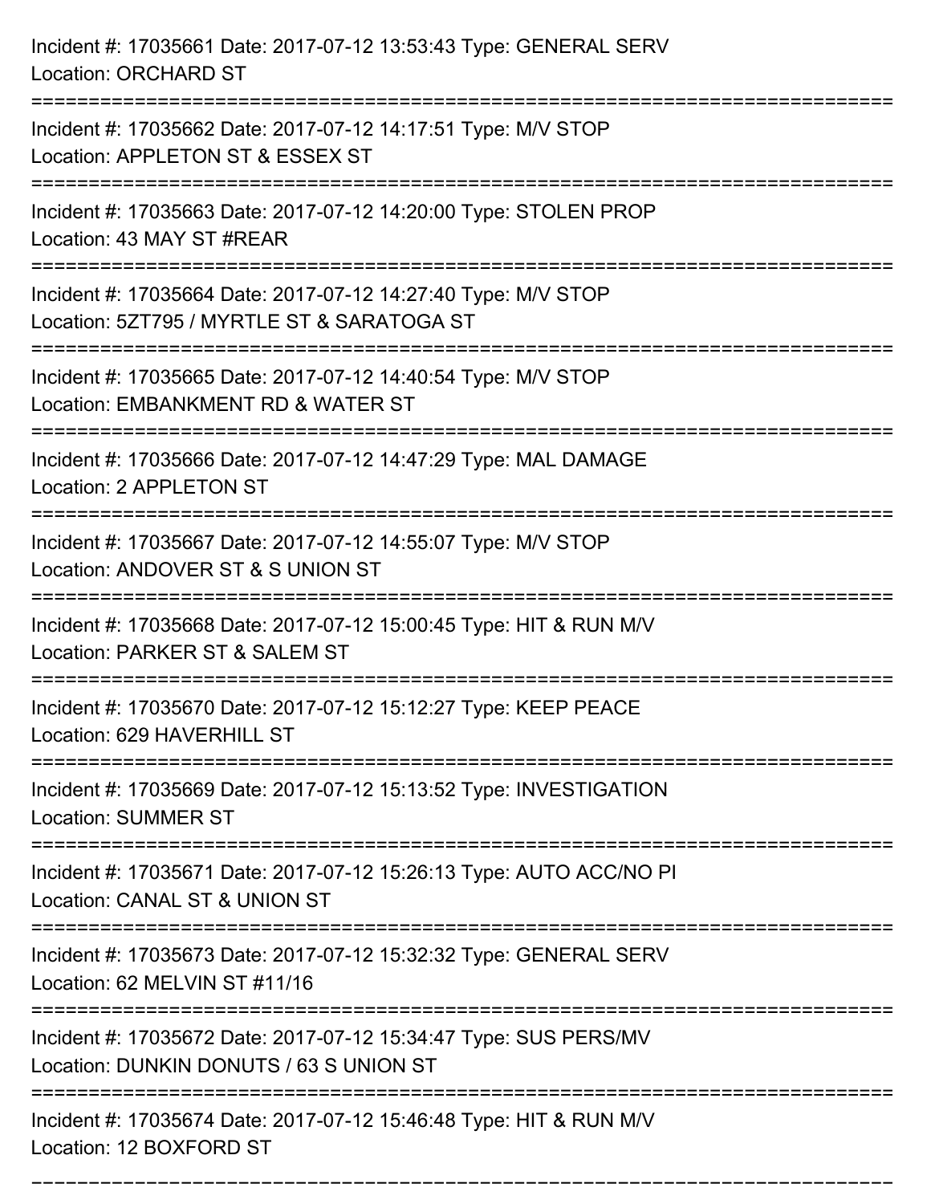Incident #: 17035661 Date: 2017-07-12 13:53:43 Type: GENERAL SERV
Location: ORCHARD ST

===========================================================================

Incident #: 17035662 Date: 2017-07-12 14:17:51 Type: M/V STOP
Location: APPLETON ST & ESSEX ST

===========================================================================

Incident #: 17035663 Date: 2017-07-12 14:20:00 Type: STOLEN PROP
Location: 43 MAY ST #REAR

===========================================================================

Incident #: 17035664 Date: 2017-07-12 14:27:40 Type: M/V STOP
Location: 5ZT795 / MYRTLE ST & SARATOGA ST

===========================================================================

Incident #: 17035665 Date: 2017-07-12 14:40:54 Type: M/V STOP
Location: EMBANKMENT RD & WATER ST

===========================================================================

Incident #: 17035666 Date: 2017-07-12 14:47:29 Type: MAL DAMAGE
Location: 2 APPLETON ST

===========================================================================

Incident #: 17035667 Date: 2017-07-12 14:55:07 Type: M/V STOP
Location: ANDOVER ST & S UNION ST

===========================================================================

Incident #: 17035668 Date: 2017-07-12 15:00:45 Type: HIT & RUN M/V
Location: PARKER ST & SALEM ST

===========================================================================

Incident #: 17035670 Date: 2017-07-12 15:12:27 Type: KEEP PEACE
Location: 629 HAVERHILL ST

===========================================================================

Incident #: 17035669 Date: 2017-07-12 15:13:52 Type: INVESTIGATION
Location: SUMMER ST

===========================================================================

Incident #: 17035671 Date: 2017-07-12 15:26:13 Type: AUTO ACC/NO PI
Location: CANAL ST & UNION ST

===========================================================================

Incident #: 17035673 Date: 2017-07-12 15:32:32 Type: GENERAL SERV
Location: 62 MELVIN ST #11/16

===========================================================================

Incident #: 17035672 Date: 2017-07-12 15:34:47 Type: SUS PERS/MV
Location: DUNKIN DONUTS / 63 S UNION ST

===========================================================================

Incident #: 17035674 Date: 2017-07-12 15:46:48 Type: HIT & RUN M/V
Location: 12 BOXFORD ST

===========================================================================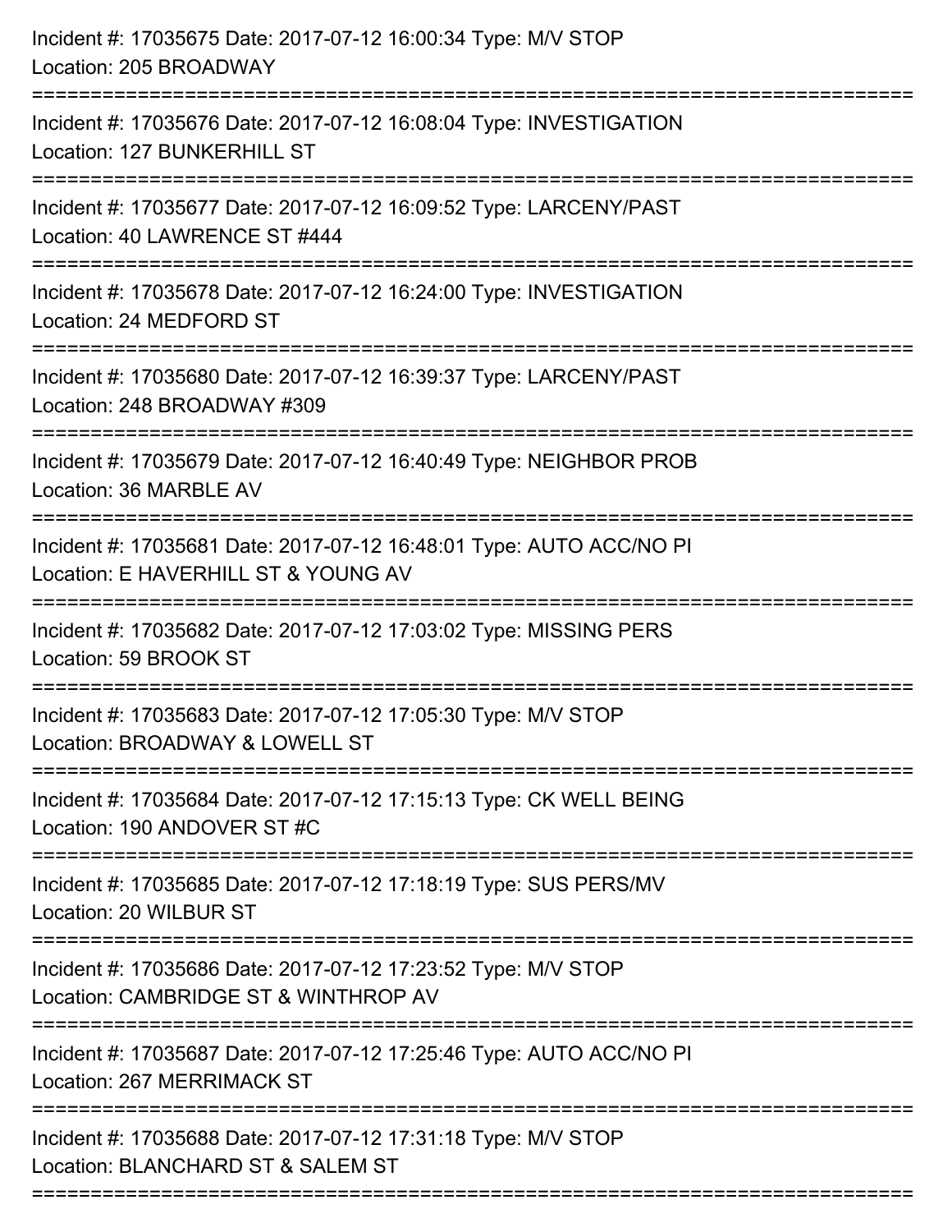Incident #: 17035675 Date: 2017-07-12 16:00:34 Type: M/V STOP
Location: 205 BROADWAY

===========================================================================

Incident #: 17035676 Date: 2017-07-12 16:08:04 Type: INVESTIGATION
Location: 127 BUNKERHILL ST

===========================================================================

Incident #: 17035677 Date: 2017-07-12 16:09:52 Type: LARCENY/PAST
Location: 40 LAWRENCE ST #444

===========================================================================

Incident #: 17035678 Date: 2017-07-12 16:24:00 Type: INVESTIGATION
Location: 24 MEDFORD ST

===========================================================================

Incident #: 17035680 Date: 2017-07-12 16:39:37 Type: LARCENY/PAST
Location: 248 BROADWAY #309

===========================================================================

Incident #: 17035679 Date: 2017-07-12 16:40:49 Type: NEIGHBOR PROB
Location: 36 MARBLE AV

===========================================================================

Incident #: 17035681 Date: 2017-07-12 16:48:01 Type: AUTO ACC/NO PI
Location: E HAVERHILL ST & YOUNG AV

===========================================================================

Incident #: 17035682 Date: 2017-07-12 17:03:02 Type: MISSING PERS
Location: 59 BROOK ST

===========================================================================

Incident #: 17035683 Date: 2017-07-12 17:05:30 Type: M/V STOP
Location: BROADWAY & LOWELL ST

===========================================================================

Incident #: 17035684 Date: 2017-07-12 17:15:13 Type: CK WELL BEING
Location: 190 ANDOVER ST #C

===========================================================================

Incident #: 17035685 Date: 2017-07-12 17:18:19 Type: SUS PERS/MV
Location: 20 WILBUR ST

===========================================================================

Incident #: 17035686 Date: 2017-07-12 17:23:52 Type: M/V STOP
Location: CAMBRIDGE ST & WINTHROP AV

===========================================================================

Incident #: 17035687 Date: 2017-07-12 17:25:46 Type: AUTO ACC/NO PI
Location: 267 MERRIMACK ST

===========================================================================

Incident #: 17035688 Date: 2017-07-12 17:31:18 Type: M/V STOP
Location: BLANCHARD ST & SALEM ST

===========================================================================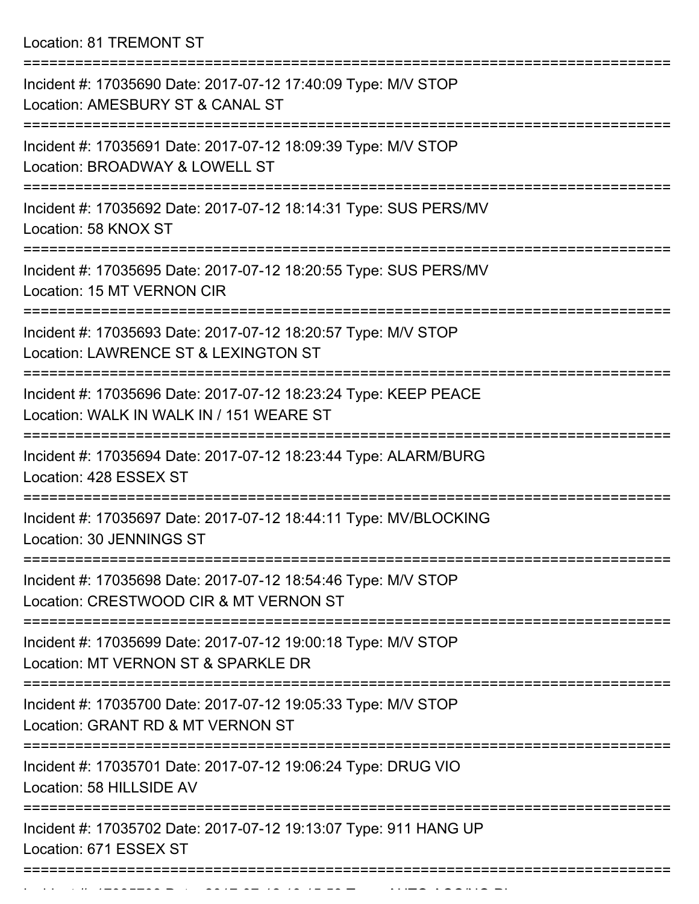Location: 81 TREMONT ST

===========================================================================

Incident #: 17035690 Date: 2017-07-12 17:40:09 Type: M/V STOP
Location: AMESBURY ST & CANAL ST

===========================================================================

Incident #: 17035691 Date: 2017-07-12 18:09:39 Type: M/V STOP
Location: BROADWAY & LOWELL ST

===========================================================================

Incident #: 17035692 Date: 2017-07-12 18:14:31 Type: SUS PERS/MV
Location: 58 KNOX ST

===========================================================================

Incident #: 17035695 Date: 2017-07-12 18:20:55 Type: SUS PERS/MV
Location: 15 MT VERNON CIR

===========================================================================

Incident #: 17035693 Date: 2017-07-12 18:20:57 Type: M/V STOP
Location: LAWRENCE ST & LEXINGTON ST

===========================================================================

Incident #: 17035696 Date: 2017-07-12 18:23:24 Type: KEEP PEACE
Location: WALK IN WALK IN / 151 WEARE ST

===========================================================================

Incident #: 17035694 Date: 2017-07-12 18:23:44 Type: ALARM/BURG
Location: 428 ESSEX ST

===========================================================================

Incident #: 17035697 Date: 2017-07-12 18:44:11 Type: MV/BLOCKING
Location: 30 JENNINGS ST

===========================================================================

Incident #: 17035698 Date: 2017-07-12 18:54:46 Type: M/V STOP
Location: CRESTWOOD CIR & MT VERNON ST

===========================================================================

Incident #: 17035699 Date: 2017-07-12 19:00:18 Type: M/V STOP
Location: MT VERNON ST & SPARKLE DR

===========================================================================

Incident #: 17035700 Date: 2017-07-12 19:05:33 Type: M/V STOP
Location: GRANT RD & MT VERNON ST

===========================================================================

Incident #: 17035701 Date: 2017-07-12 19:06:24 Type: DRUG VIO
Location: 58 HILLSIDE AV

===========================================================================

Incident #: 17035702 Date: 2017-07-12 19:13:07 Type: 911 HANG UP
Location: 671 ESSEX ST

===========================================================================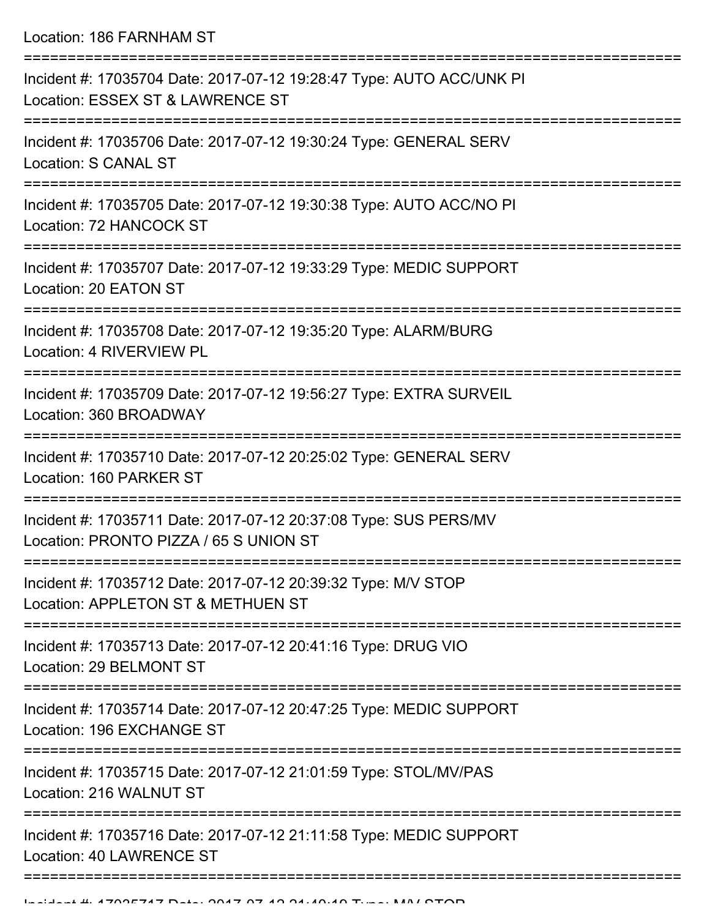Location: 186 FARNHAM ST

===========================================================================

Incident #: 17035704 Date: 2017-07-12 19:28:47 Type: AUTO ACC/UNK PI
Location: ESSEX ST & LAWRENCE ST

===========================================================================

Incident #: 17035706 Date: 2017-07-12 19:30:24 Type: GENERAL SERV
Location: S CANAL ST

===========================================================================

Incident #: 17035705 Date: 2017-07-12 19:30:38 Type: AUTO ACC/NO PI
Location: 72 HANCOCK ST

===========================================================================

Incident #: 17035707 Date: 2017-07-12 19:33:29 Type: MEDIC SUPPORT
Location: 20 EATON ST

===========================================================================

Incident #: 17035708 Date: 2017-07-12 19:35:20 Type: ALARM/BURG
Location: 4 RIVERVIEW PL

===========================================================================

Incident #: 17035709 Date: 2017-07-12 19:56:27 Type: EXTRA SURVEIL
Location: 360 BROADWAY

===========================================================================

Incident #: 17035710 Date: 2017-07-12 20:25:02 Type: GENERAL SERV
Location: 160 PARKER ST

===========================================================================

Incident #: 17035711 Date: 2017-07-12 20:37:08 Type: SUS PERS/MV
Location: PRONTO PIZZA / 65 S UNION ST

===========================================================================

Incident #: 17035712 Date: 2017-07-12 20:39:32 Type: M/V STOP
Location: APPLETON ST & METHUEN ST

===========================================================================

Incident #: 17035713 Date: 2017-07-12 20:41:16 Type: DRUG VIO
Location: 29 BELMONT ST

===========================================================================

Incident #: 17035714 Date: 2017-07-12 20:47:25 Type: MEDIC SUPPORT
Location: 196 EXCHANGE ST

===========================================================================

Incident #: 17035715 Date: 2017-07-12 21:01:59 Type: STOL/MV/PAS
Location: 216 WALNUT ST

===========================================================================

Incident #: 17035716 Date: 2017-07-12 21:11:58 Type: MEDIC SUPPORT
Location: 40 LAWRENCE ST

===========================================================================

Incident #: 17035717 Date: 2017-07-12 21:40:10 Type: M/V STOP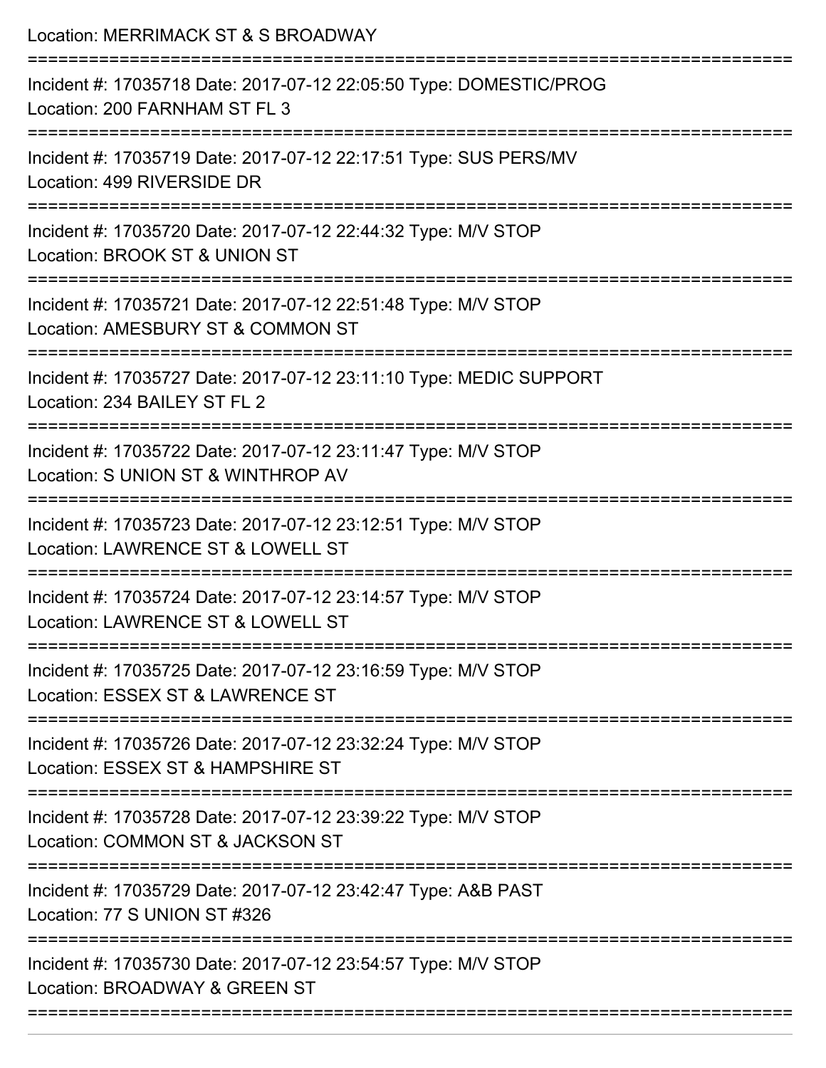Location: MERRIMACK ST & S BROADWAY

===========================================================================

Incident #: 17035718 Date: 2017-07-12 22:05:50 Type: DOMESTIC/PROG
Location: 200 FARNHAM ST FL 3

===========================================================================

Incident #: 17035719 Date: 2017-07-12 22:17:51 Type: SUS PERS/MV
Location: 499 RIVERSIDE DR

===========================================================================

Incident #: 17035720 Date: 2017-07-12 22:44:32 Type: M/V STOP
Location: BROOK ST & UNION ST

===========================================================================

Incident #: 17035721 Date: 2017-07-12 22:51:48 Type: M/V STOP
Location: AMESBURY ST & COMMON ST

===========================================================================

Incident #: 17035727 Date: 2017-07-12 23:11:10 Type: MEDIC SUPPORT
Location: 234 BAILEY ST FL 2

===========================================================================

Incident #: 17035722 Date: 2017-07-12 23:11:47 Type: M/V STOP
Location: S UNION ST & WINTHROP AV

===========================================================================

Incident #: 17035723 Date: 2017-07-12 23:12:51 Type: M/V STOP
Location: LAWRENCE ST & LOWELL ST

===========================================================================

Incident #: 17035724 Date: 2017-07-12 23:14:57 Type: M/V STOP
Location: LAWRENCE ST & LOWELL ST

===========================================================================

Incident #: 17035725 Date: 2017-07-12 23:16:59 Type: M/V STOP
Location: ESSEX ST & LAWRENCE ST

===========================================================================

Incident #: 17035726 Date: 2017-07-12 23:32:24 Type: M/V STOP
Location: ESSEX ST & HAMPSHIRE ST

===========================================================================

Incident #: 17035728 Date: 2017-07-12 23:39:22 Type: M/V STOP
Location: COMMON ST & JACKSON ST

===========================================================================

Incident #: 17035729 Date: 2017-07-12 23:42:47 Type: A&B PAST
Location: 77 S UNION ST #326

===========================================================================

Incident #: 17035730 Date: 2017-07-12 23:54:57 Type: M/V STOP
Location: BROADWAY & GREEN ST

===========================================================================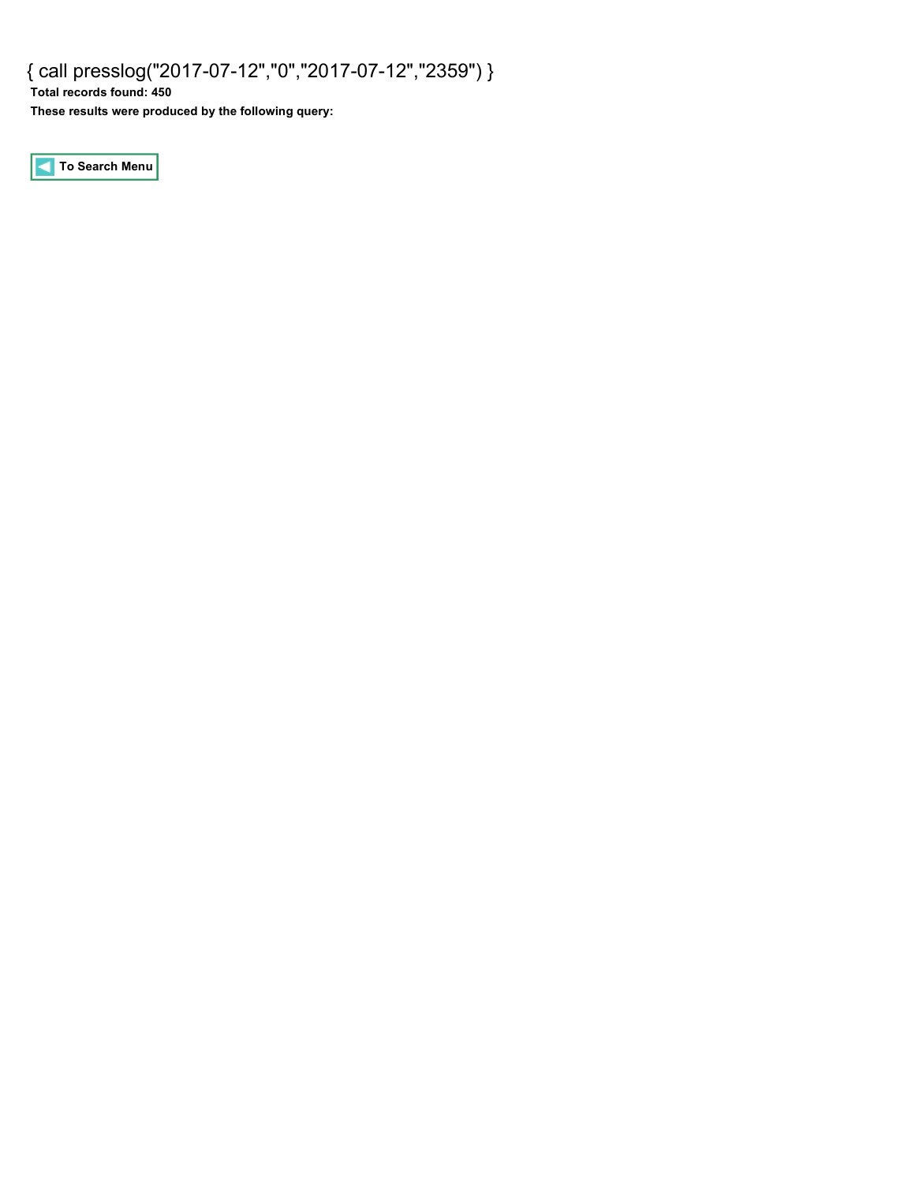{ call presslog("2017-07-12","0","2017-07-12","2359") }

**Total records found: 450**

**These results were produced by the following query:**

**To Search Menu**